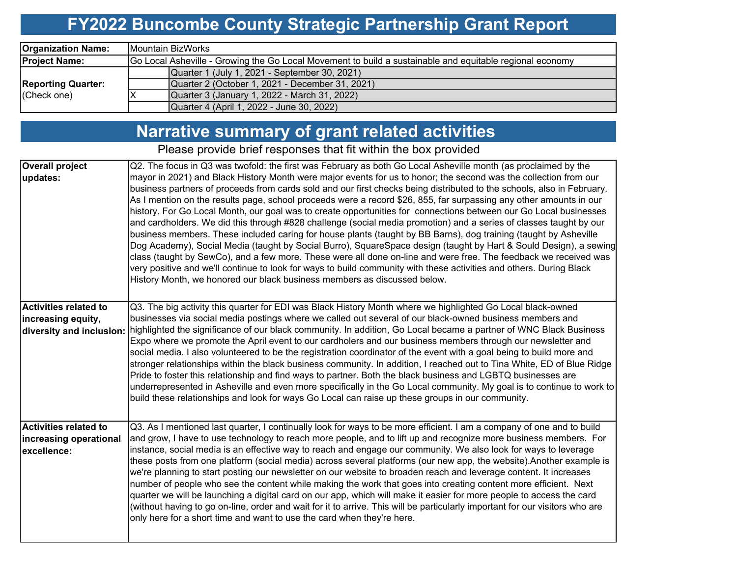# FY2022 Buncombe County Strategic Partnership Grant Report

| | | |
|---|---|---|
| **Organization Name:** | Mountain BizWorks | |
| **Project Name:** | Go Local Asheville - Growing the Go Local Movement to build a sustainable and equitable regional economy | |
| **Reporting Quarter:** (Check one) | | Quarter 1 (July 1, 2021 - September 30, 2021) |
| | | Quarter 2 (October 1, 2021 - December 31, 2021) |
| | X | Quarter 3 (January 1, 2022 - March 31, 2022) |
| | | Quarter 4 (April 1, 2022 - June 30, 2022) |

# Narrative summary of grant related activities

Please provide brief responses that fit within the box provided

| | |
|---|---|
| **Overall project updates:** | Q2. The focus in Q3 was twofold: the first was February as both Go Local Asheville month (as proclaimed by the mayor in 2021) and Black History Month were major events for us to honor; the second was the collection from our business partners of proceeds from cards sold and our first checks being distributed to the schools, also in February. As I mention on the results page, school proceeds were a record $26, 855, far surpassing any other amounts in our history. For Go Local Month, our goal was to create opportunities for connections between our Go Local businesses and cardholders. We did this through #828 challenge (social media promotion) and a series of classes taught by our business members. These included caring for house plants (taught by BB Barns), dog training (taught by Asheville Dog Academy), Social Media (taught by Social Burro), SquareSpace design (taught by Hart & Sould Design), a sewing class (taught by SewCo), and a few more. These were all done on-line and were free. The feedback we received was very positive and we'll continue to look for ways to build community with these activities and others. During Black History Month, we honored our black business members as discussed below. |
| **Activities related to increasing equity, diversity and inclusion:** | Q3. The big activity this quarter for EDI was Black History Month where we highlighted Go Local black-owned businesses via social media postings where we called out several of our black-owned business members and highlighted the significance of our black community. In addition, Go Local became a partner of WNC Black Business Expo where we promote the April event to our cardholers and our business members through our newsletter and social media. I also volunteered to be the registration coordinator of the event with a goal being to build more and stronger relationships within the black business community. In addition, I reached out to Tina White, ED of Blue Ridge Pride to foster this relationship and find ways to partner. Both the black business and LGBTQ businesses are underrepresented in Asheville and even more specifically in the Go Local community. My goal is to continue to work to build these relationships and look for ways Go Local can raise up these groups in our community. |
| **Activities related to increasing operational excellence:** | Q3. As I mentioned last quarter, I continually look for ways to be more efficient. I am a company of one and to build and grow, I have to use technology to reach more people, and to lift up and recognize more business members. For instance, social media is an effective way to reach and engage our community. We also look for ways to leverage these posts from one platform (social media) across several platforms (our new app, the website).Another example is we're planning to start posting our newsletter on our website to broaden reach and leverage content. It increases number of people who see the content while making the work that goes into creating content more efficient. Next quarter we will be launching a digital card on our app, which will make it easier for more people to access the card (without having to go on-line, order and wait for it to arrive. This will be particularly important for our visitors who are only here for a short time and want to use the card when they're here. |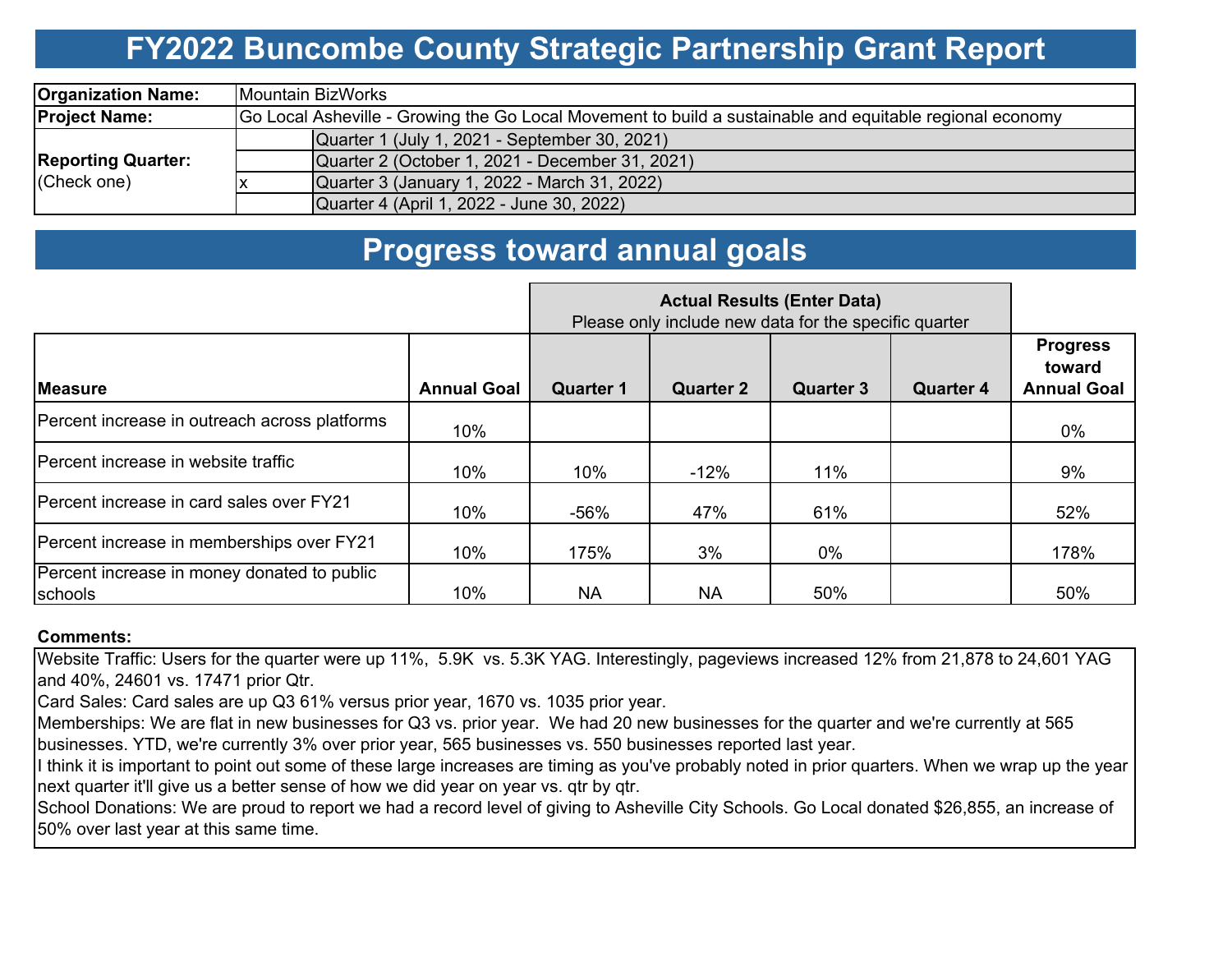# FY2022 Buncombe County Strategic Partnership Grant Report

| | | |
|---|---|---|
| **Organization Name:** | Mountain BizWorks | |
| **Project Name:** | Go Local Asheville - Growing the Go Local Movement to build a sustainable and equitable regional economy | |
| **Reporting Quarter:** (Check one) | | Quarter 1 (July 1, 2021 - September 30, 2021) |
| | | Quarter 2 (October 1, 2021 - December 31, 2021) |
| | x | Quarter 3 (January 1, 2022 - March 31, 2022) |
| | | Quarter 4 (April 1, 2022 - June 30, 2022) |

# Progress toward annual goals

| | | **Actual Results (Enter Data)** Please only include new data for the specific quarter | | | | |
|---|---|---|---|---|---|---|
| **Measure** | **Annual Goal** | **Quarter 1** | **Quarter 2** | **Quarter 3** | **Quarter 4** | **Progress toward Annual Goal** |
| Percent increase in outreach across platforms | 10% | | | | | 0% |
| Percent increase in website traffic | 10% | 10% | -12% | 11% | | 9% |
| Percent increase in card sales over FY21 | 10% | -56% | 47% | 61% | | 52% |
| Percent increase in memberships over FY21 | 10% | 175% | 3% | 0% | | 178% |
| Percent increase in money donated to public schools | 10% | NA | NA | 50% | | 50% |

**Comments:**

Website Traffic: Users for the quarter were up 11%, 5.9K vs. 5.3K YAG. Interestingly, pageviews increased 12% from 21,878 to 24,601 YAG and 40%, 24601 vs. 17471 prior Qtr.

Card Sales: Card sales are up Q3 61% versus prior year, 1670 vs. 1035 prior year.

Memberships: We are flat in new businesses for Q3 vs. prior year. We had 20 new businesses for the quarter and we're currently at 565 businesses. YTD, we're currently 3% over prior year, 565 businesses vs. 550 businesses reported last year.

I think it is important to point out some of these large increases are timing as you've probably noted in prior quarters. When we wrap up the year next quarter it'll give us a better sense of how we did year on year vs. qtr by qtr.

School Donations: We are proud to report we had a record level of giving to Asheville City Schools. Go Local donated $26,855, an increase of 50% over last year at this same time.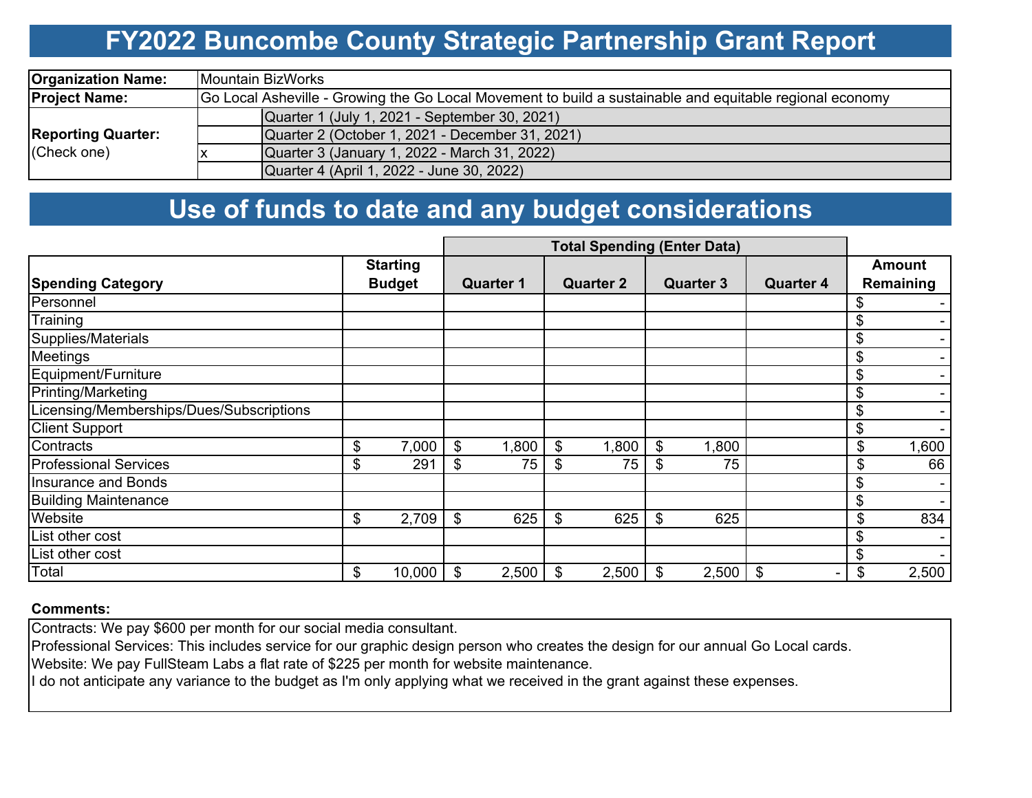# FY2022 Buncombe County Strategic Partnership Grant Report

| | | |
|---|---|---|
| **Organization Name:** | Mountain BizWorks | |
| **Project Name:** | Go Local Asheville - Growing the Go Local Movement to build a sustainable and equitable regional economy | |
| **Reporting Quarter:** (Check one) | | Quarter 1 (July 1, 2021 - September 30, 2021) |
| | | Quarter 2 (October 1, 2021 - December 31, 2021) |
| | x | Quarter 3 (January 1, 2022 - March 31, 2022) |
| | | Quarter 4 (April 1, 2022 - June 30, 2022) |

# Use of funds to date and any budget considerations

| | | Total Spending (Enter Data) | | | | |
|---|---|---|---|---|---|---|
| **Spending Category** | **Starting Budget** | **Quarter 1** | **Quarter 2** | **Quarter 3** | **Quarter 4** | **Amount Remaining** |
| Personnel | | | | | | $ - |
| Training | | | | | | $ - |
| Supplies/Materials | | | | | | $ - |
| Meetings | | | | | | $ - |
| Equipment/Furniture | | | | | | $ - |
| Printing/Marketing | | | | | | $ - |
| Licensing/Memberships/Dues/Subscriptions | | | | | | $ - |
| Client Support | | | | | | $ - |
| Contracts | $ 7,000 | $ 1,800 | $ 1,800 | $ 1,800 | | $ 1,600 |
| Professional Services | $ 291 | $ 75 | $ 75 | $ 75 | | $ 66 |
| Insurance and Bonds | | | | | | $ - |
| Building Maintenance | | | | | | $ - |
| Website | $ 2,709 | $ 625 | $ 625 | $ 625 | | $ 834 |
| List other cost | | | | | | $ - |
| List other cost | | | | | | $ - |
| Total | $ 10,000 | $ 2,500 | $ 2,500 | $ 2,500 | $ - | $ 2,500 |

**Comments:**

Contracts: We pay $600 per month for our social media consultant.
Professional Services: This includes service for our graphic design person who creates the design for our annual Go Local cards.
Website: We pay FullSteam Labs a flat rate of $225 per month for website maintenance.
I do not anticipate any variance to the budget as I'm only applying what we received in the grant against these expenses.